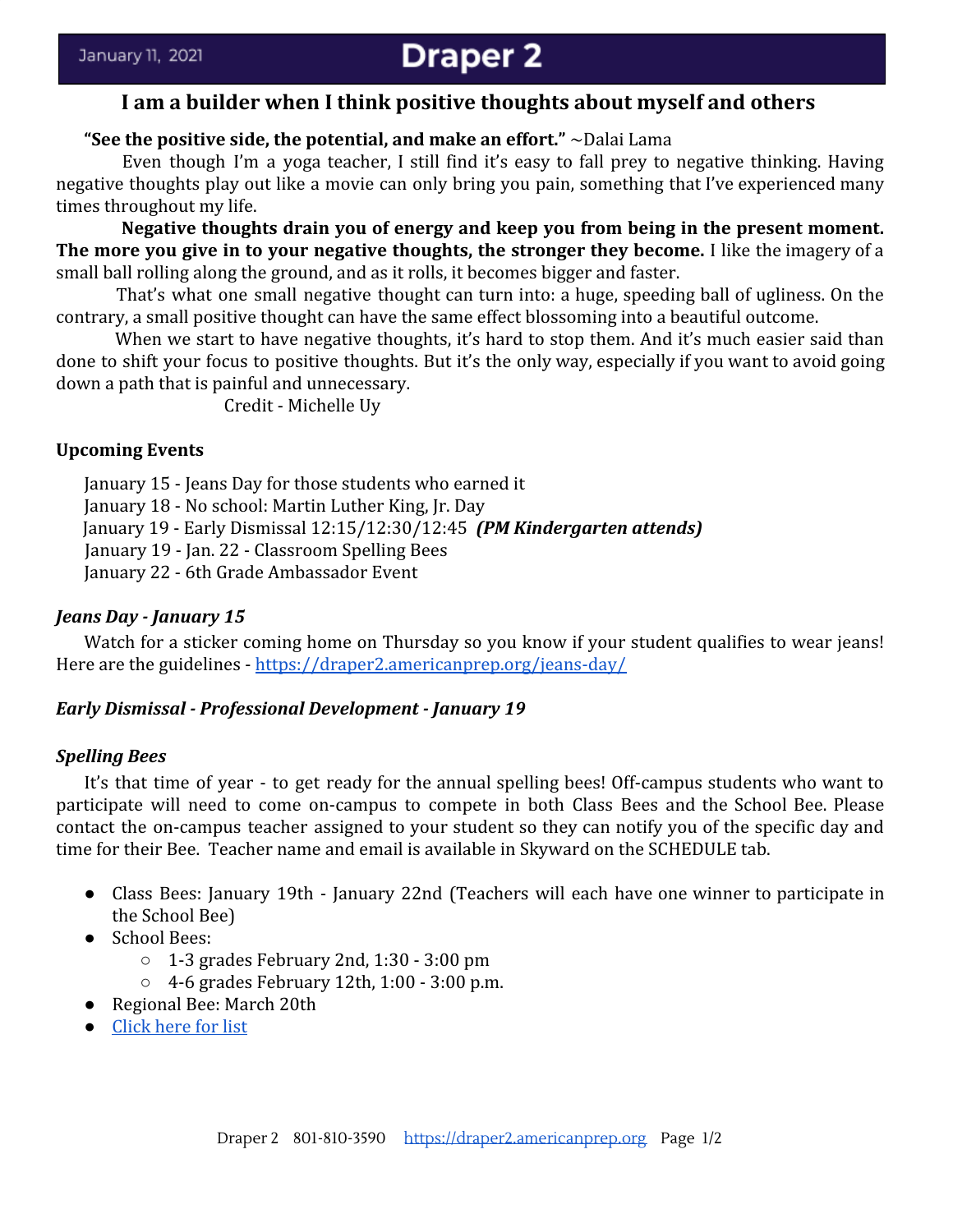January 11, 2021

# Draper 2

## I am a builder when I think positive thoughts about myself and others

**"See the positive side, the potential, and make an effort."** ~Dalai Lama

Even though I'm a yoga teacher, I still find it's easy to fall prey to negative thinking. Having negative thoughts play out like a movie can only bring you pain, something that I've experienced many times throughout my life.

**Negative thoughts drain you of energy and keep you from being in the present moment. The more you give in to your negative thoughts, the stronger they become.** I like the imagery of a small ball rolling along the ground, and as it rolls, it becomes bigger and faster.

That's what one small negative thought can turn into: a huge, speeding ball of ugliness. On the contrary, a small positive thought can have the same effect blossoming into a beautiful outcome.

When we start to have negative thoughts, it's hard to stop them. And it's much easier said than done to shift your focus to positive thoughts. But it's the only way, especially if you want to avoid going down a path that is painful and unnecessary.

Credit - Michelle Uy

### Upcoming Events

January 15 - Jeans Day for those students who earned it
January 18 - No school: Martin Luther King, Jr. Day
January 19 - Early Dismissal 12:15/12:30/12:45 ***(PM Kindergarten attends)***
January 19 - Jan. 22 - Classroom Spelling Bees
January 22 - 6th Grade Ambassador Event

### *Jeans Day - January 15*

Watch for a sticker coming home on Thursday so you know if your student qualifies to wear jeans! Here are the guidelines - [https://draper2.americanprep.org/jeans-day/](https://draper2.americanprep.org/jeans-day/)

### *Early Dismissal - Professional Development - January 19*

### *Spelling Bees*

It's that time of year - to get ready for the annual spelling bees! Off-campus students who want to participate will need to come on-campus to compete in both Class Bees and the School Bee. Please contact the on-campus teacher assigned to your student so they can notify you of the specific day and time for their Bee. Teacher name and email is available in Skyward on the SCHEDULE tab.

- Class Bees: January 19th - January 22nd (Teachers will each have one winner to participate in the School Bee)
- School Bees:
  - 1-3 grades February 2nd, 1:30 - 3:00 pm
  - 4-6 grades February 12th, 1:00 - 3:00 p.m.
- Regional Bee: March 20th
- Click here for list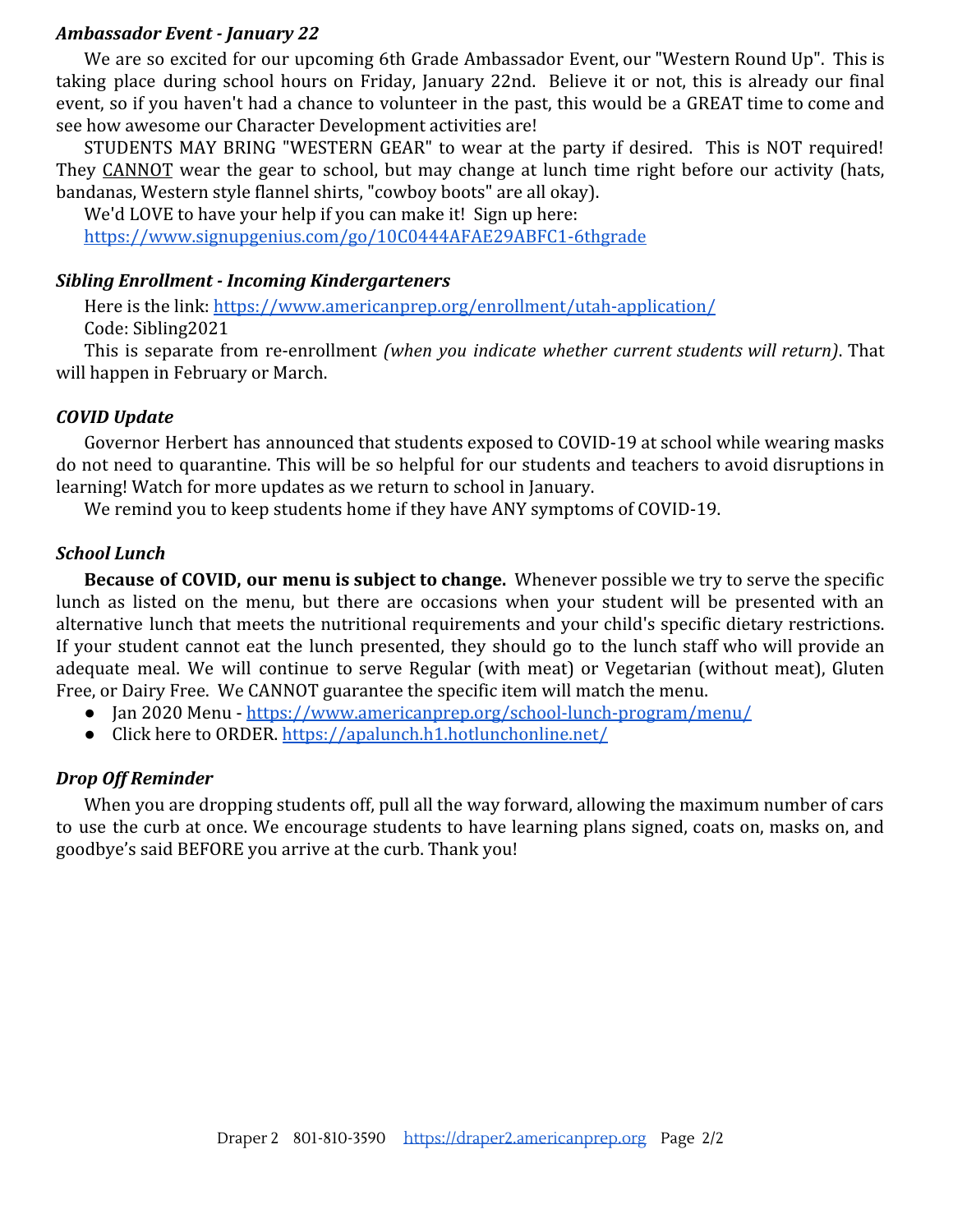### *Ambassador Event - January 22*

We are so excited for our upcoming 6th Grade Ambassador Event, our "Western Round Up". This is taking place during school hours on Friday, January 22nd. Believe it or not, this is already our final event, so if you haven't had a chance to volunteer in the past, this would be a GREAT time to come and see how awesome our Character Development activities are!

STUDENTS MAY BRING "WESTERN GEAR" to wear at the party if desired. This is NOT required! They CANNOT wear the gear to school, but may change at lunch time right before our activity (hats, bandanas, Western style flannel shirts, "cowboy boots" are all okay).

We'd LOVE to have your help if you can make it! Sign up here:
https://www.signupgenius.com/go/10C0444AFAE29ABFC1-6thgrade

### *Sibling Enrollment - Incoming Kindergarteners*

Here is the link: https://www.americanprep.org/enrollment/utah-application/

Code: Sibling2021

This is separate from re-enrollment *(when you indicate whether current students will return)*. That will happen in February or March.

### *COVID Update*

Governor Herbert has announced that students exposed to COVID-19 at school while wearing masks do not need to quarantine. This will be so helpful for our students and teachers to avoid disruptions in learning! Watch for more updates as we return to school in January.

We remind you to keep students home if they have ANY symptoms of COVID-19.

### *School Lunch*

**Because of COVID, our menu is subject to change.** Whenever possible we try to serve the specific lunch as listed on the menu, but there are occasions when your student will be presented with an alternative lunch that meets the nutritional requirements and your child's specific dietary restrictions. If your student cannot eat the lunch presented, they should go to the lunch staff who will provide an adequate meal. We will continue to serve Regular (with meat) or Vegetarian (without meat), Gluten Free, or Dairy Free. We CANNOT guarantee the specific item will match the menu.

- Jan 2020 Menu - https://www.americanprep.org/school-lunch-program/menu/
- Click here to ORDER. https://apalunch.h1.hotlunchonline.net/

### *Drop Off Reminder*

When you are dropping students off, pull all the way forward, allowing the maximum number of cars to use the curb at once. We encourage students to have learning plans signed, coats on, masks on, and goodbye's said BEFORE you arrive at the curb. Thank you!